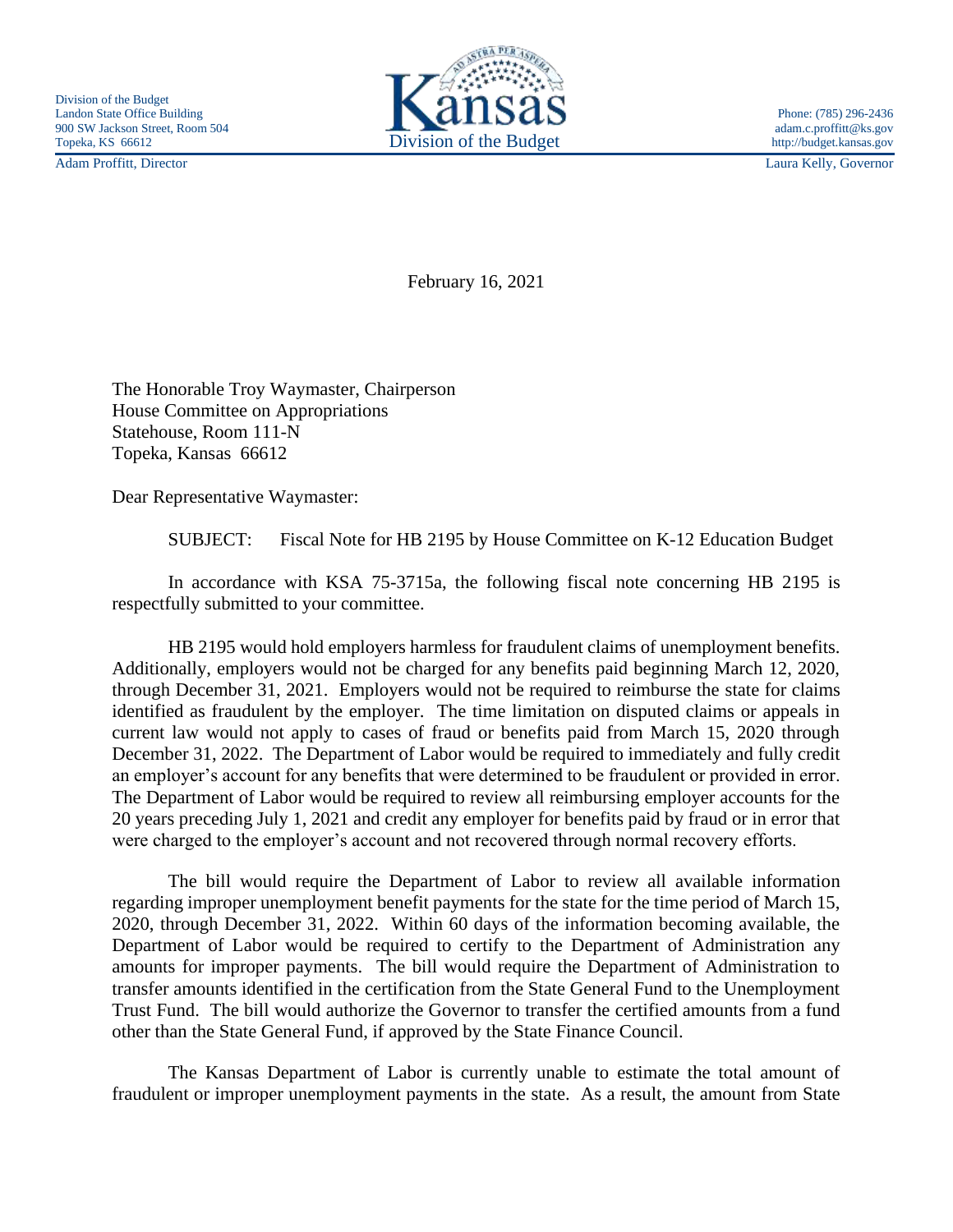Division of the Budget
Landon State Office Building
900 SW Jackson Street, Room 504
Topeka, KS 66612

Phone: (785) 296-2436
adam.c.proffitt@ks.gov
http://budget.kansas.gov

Adam Proffitt, Director

Laura Kelly, Governor

February 16, 2021

The Honorable Troy Waymaster, Chairperson
House Committee on Appropriations
Statehouse, Room 111-N
Topeka, Kansas 66612

Dear Representative Waymaster:

SUBJECT: Fiscal Note for HB 2195 by House Committee on K-12 Education Budget

In accordance with KSA 75-3715a, the following fiscal note concerning HB 2195 is respectfully submitted to your committee.

HB 2195 would hold employers harmless for fraudulent claims of unemployment benefits. Additionally, employers would not be charged for any benefits paid beginning March 12, 2020, through December 31, 2021. Employers would not be required to reimburse the state for claims identified as fraudulent by the employer. The time limitation on disputed claims or appeals in current law would not apply to cases of fraud or benefits paid from March 15, 2020 through December 31, 2022. The Department of Labor would be required to immediately and fully credit an employer's account for any benefits that were determined to be fraudulent or provided in error. The Department of Labor would be required to review all reimbursing employer accounts for the 20 years preceding July 1, 2021 and credit any employer for benefits paid by fraud or in error that were charged to the employer's account and not recovered through normal recovery efforts.

The bill would require the Department of Labor to review all available information regarding improper unemployment benefit payments for the state for the time period of March 15, 2020, through December 31, 2022. Within 60 days of the information becoming available, the Department of Labor would be required to certify to the Department of Administration any amounts for improper payments. The bill would require the Department of Administration to transfer amounts identified in the certification from the State General Fund to the Unemployment Trust Fund. The bill would authorize the Governor to transfer the certified amounts from a fund other than the State General Fund, if approved by the State Finance Council.

The Kansas Department of Labor is currently unable to estimate the total amount of fraudulent or improper unemployment payments in the state. As a result, the amount from State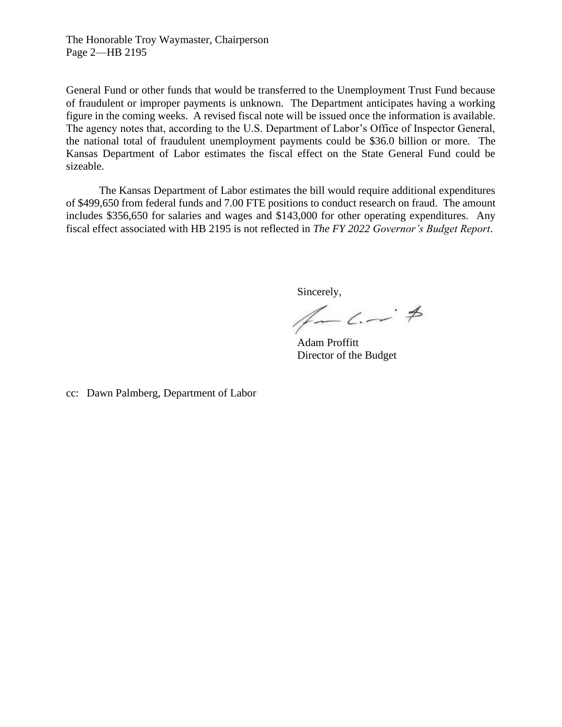General Fund or other funds that would be transferred to the Unemployment Trust Fund because of fraudulent or improper payments is unknown. The Department anticipates having a working figure in the coming weeks. A revised fiscal note will be issued once the information is available. The agency notes that, according to the U.S. Department of Labor's Office of Inspector General, the national total of fraudulent unemployment payments could be $36.0 billion or more. The Kansas Department of Labor estimates the fiscal effect on the State General Fund could be sizeable.

The Kansas Department of Labor estimates the bill would require additional expenditures of $499,650 from federal funds and 7.00 FTE positions to conduct research on fraud. The amount includes $356,650 for salaries and wages and $143,000 for other operating expenditures. Any fiscal effect associated with HB 2195 is not reflected in *The FY 2022 Governor's Budget Report*.

Sincerely,

Adam Proffitt
Director of the Budget

cc: Dawn Palmberg, Department of Labor